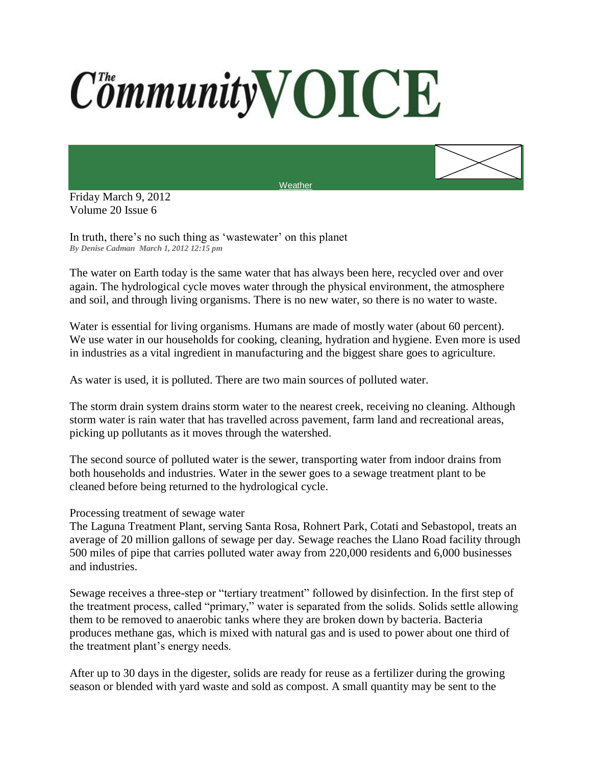# The Community VOICE

Weather

Friday March 9, 2012
Volume 20 Issue 6

## In truth, there's no such thing as 'wastewater' on this planet

***By Denise Cadman March 1, 2012 12:15 pm***

The water on Earth today is the same water that has always been here, recycled over and over again. The hydrological cycle moves water through the physical environment, the atmosphere and soil, and through living organisms. There is no new water, so there is no water to waste.

Water is essential for living organisms. Humans are made of mostly water (about 60 percent). We use water in our households for cooking, cleaning, hydration and hygiene. Even more is used in industries as a vital ingredient in manufacturing and the biggest share goes to agriculture.

As water is used, it is polluted. There are two main sources of polluted water.

The storm drain system drains storm water to the nearest creek, receiving no cleaning. Although storm water is rain water that has travelled across pavement, farm land and recreational areas, picking up pollutants as it moves through the watershed.

The second source of polluted water is the sewer, transporting water from indoor drains from both households and industries. Water in the sewer goes to a sewage treatment plant to be cleaned before being returned to the hydrological cycle.

### Processing treatment of sewage water

The Laguna Treatment Plant, serving Santa Rosa, Rohnert Park, Cotati and Sebastopol, treats an average of 20 million gallons of sewage per day. Sewage reaches the Llano Road facility through 500 miles of pipe that carries polluted water away from 220,000 residents and 6,000 businesses and industries.

Sewage receives a three-step or "tertiary treatment" followed by disinfection. In the first step of the treatment process, called "primary," water is separated from the solids. Solids settle allowing them to be removed to anaerobic tanks where they are broken down by bacteria. Bacteria produces methane gas, which is mixed with natural gas and is used to power about one third of the treatment plant's energy needs.

After up to 30 days in the digester, solids are ready for reuse as a fertilizer during the growing season or blended with yard waste and sold as compost. A small quantity may be sent to the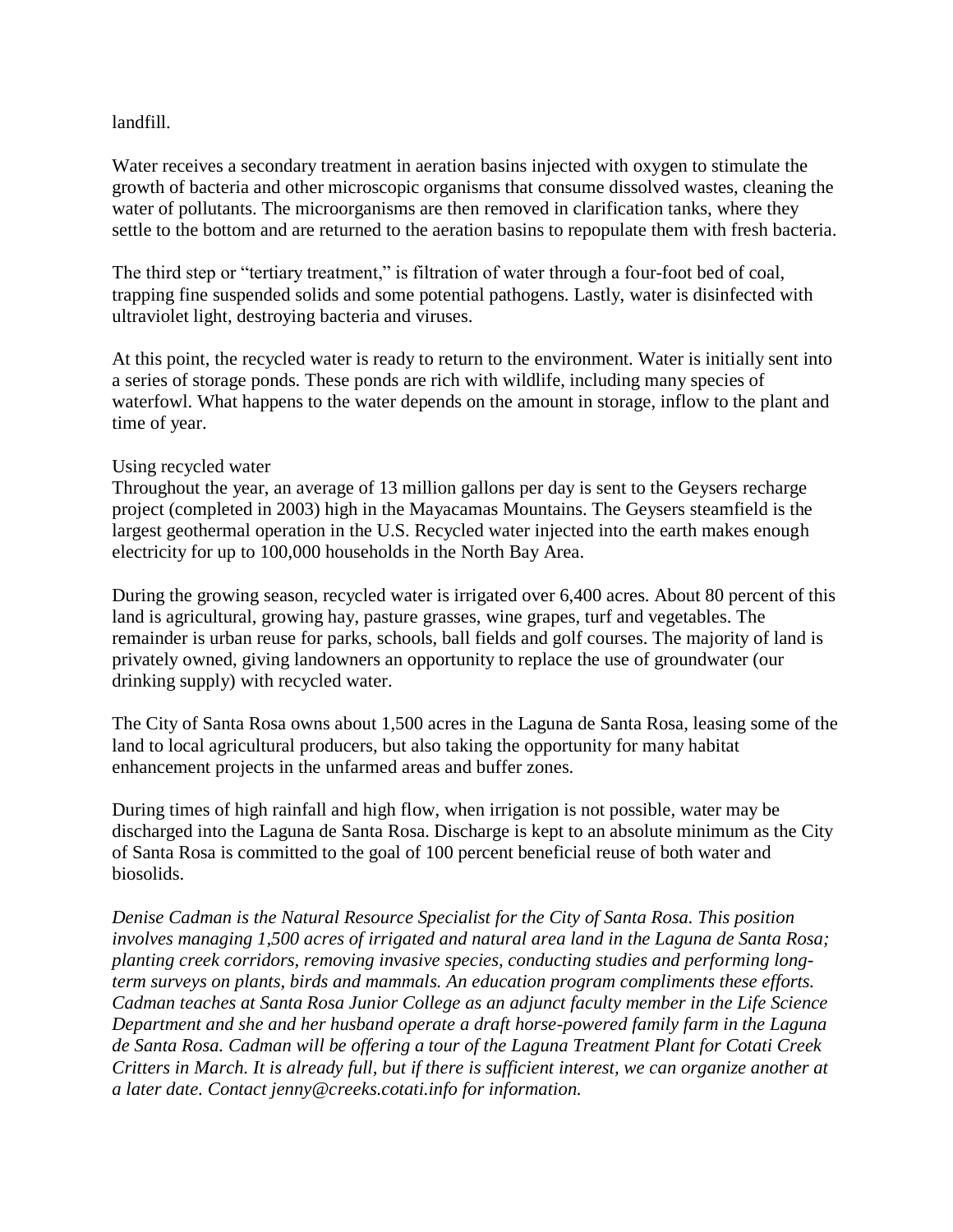landfill.

Water receives a secondary treatment in aeration basins injected with oxygen to stimulate the growth of bacteria and other microscopic organisms that consume dissolved wastes, cleaning the water of pollutants. The microorganisms are then removed in clarification tanks, where they settle to the bottom and are returned to the aeration basins to repopulate them with fresh bacteria.

The third step or "tertiary treatment," is filtration of water through a four-foot bed of coal, trapping fine suspended solids and some potential pathogens. Lastly, water is disinfected with ultraviolet light, destroying bacteria and viruses.

At this point, the recycled water is ready to return to the environment. Water is initially sent into a series of storage ponds. These ponds are rich with wildlife, including many species of waterfowl. What happens to the water depends on the amount in storage, inflow to the plant and time of year.

Using recycled water

Throughout the year, an average of 13 million gallons per day is sent to the Geysers recharge project (completed in 2003) high in the Mayacamas Mountains. The Geysers steamfield is the largest geothermal operation in the U.S. Recycled water injected into the earth makes enough electricity for up to 100,000 households in the North Bay Area.

During the growing season, recycled water is irrigated over 6,400 acres. About 80 percent of this land is agricultural, growing hay, pasture grasses, wine grapes, turf and vegetables. The remainder is urban reuse for parks, schools, ball fields and golf courses. The majority of land is privately owned, giving landowners an opportunity to replace the use of groundwater (our drinking supply) with recycled water.

The City of Santa Rosa owns about 1,500 acres in the Laguna de Santa Rosa, leasing some of the land to local agricultural producers, but also taking the opportunity for many habitat enhancement projects in the unfarmed areas and buffer zones.

During times of high rainfall and high flow, when irrigation is not possible, water may be discharged into the Laguna de Santa Rosa. Discharge is kept to an absolute minimum as the City of Santa Rosa is committed to the goal of 100 percent beneficial reuse of both water and biosolids.

*Denise Cadman is the Natural Resource Specialist for the City of Santa Rosa. This position involves managing 1,500 acres of irrigated and natural area land in the Laguna de Santa Rosa; planting creek corridors, removing invasive species, conducting studies and performing long-term surveys on plants, birds and mammals. An education program compliments these efforts. Cadman teaches at Santa Rosa Junior College as an adjunct faculty member in the Life Science Department and she and her husband operate a draft horse-powered family farm in the Laguna de Santa Rosa. Cadman will be offering a tour of the Laguna Treatment Plant for Cotati Creek Critters in March. It is already full, but if there is sufficient interest, we can organize another at a later date. Contact jenny@creeks.cotati.info for information.*